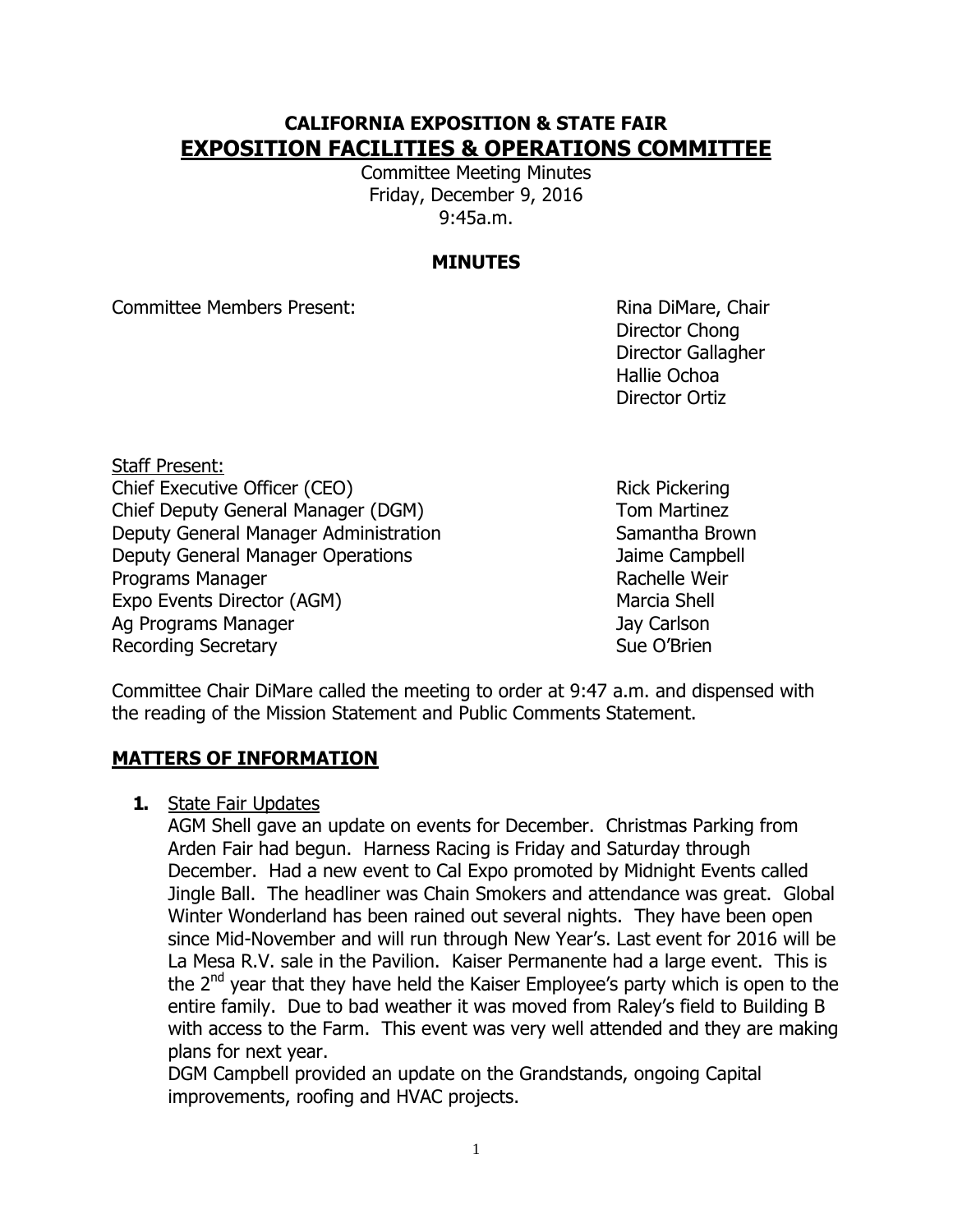# CALIFORNIA EXPOSITION & STATE FAIR

## EXPOSITION FACILITIES & OPERATIONS COMMITTEE

Committee Meeting Minutes
Friday, December 9, 2016
9:45a.m.

### MINUTES

Committee Members Present:

Rina DiMare, Chair
Director Chong
Director Gallagher
Hallie Ochoa
Director Ortiz

Staff Present:

| | |
|---|---|
| Chief Executive Officer (CEO) | Rick Pickering |
| Chief Deputy General Manager (DGM) | Tom Martinez |
| Deputy General Manager Administration | Samantha Brown |
| Deputy General Manager Operations | Jaime Campbell |
| Programs Manager | Rachelle Weir |
| Expo Events Director (AGM) | Marcia Shell |
| Ag Programs Manager | Jay Carlson |
| Recording Secretary | Sue O'Brien |

Committee Chair DiMare called the meeting to order at 9:47 a.m. and dispensed with the reading of the Mission Statement and Public Comments Statement.

## MATTERS OF INFORMATION

**1.** State Fair Updates

AGM Shell gave an update on events for December. Christmas Parking from Arden Fair had begun. Harness Racing is Friday and Saturday through December. Had a new event to Cal Expo promoted by Midnight Events called Jingle Ball. The headliner was Chain Smokers and attendance was great. Global Winter Wonderland has been rained out several nights. They have been open since Mid-November and will run through New Year's. Last event for 2016 will be La Mesa R.V. sale in the Pavilion. Kaiser Permanente had a large event. This is the 2nd year that they have held the Kaiser Employee's party which is open to the entire family. Due to bad weather it was moved from Raley's field to Building B with access to the Farm. This event was very well attended and they are making plans for next year.

DGM Campbell provided an update on the Grandstands, ongoing Capital improvements, roofing and HVAC projects.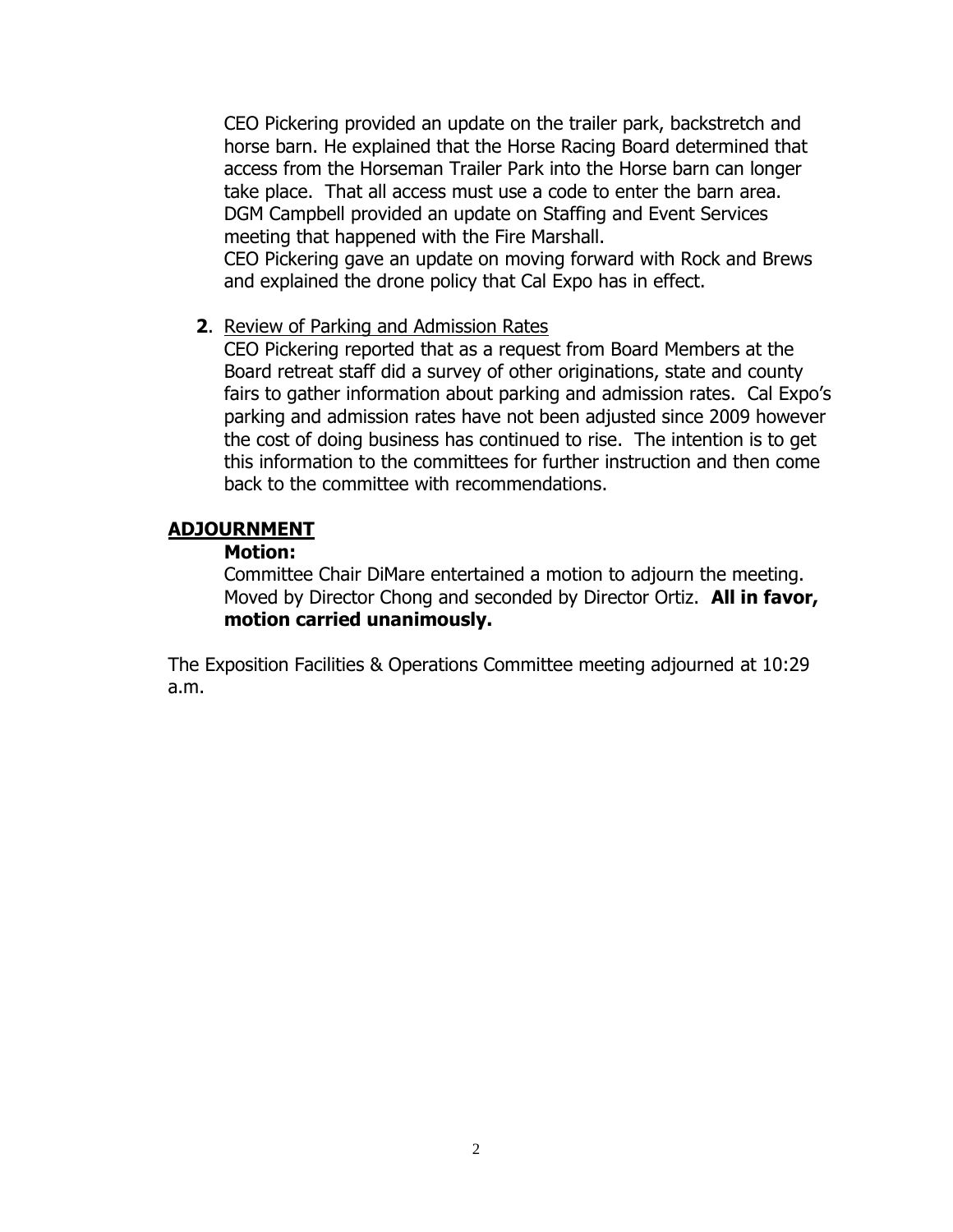CEO Pickering provided an update on the trailer park, backstretch and horse barn. He explained that the Horse Racing Board determined that access from the Horseman Trailer Park into the Horse barn can longer take place. That all access must use a code to enter the barn area. DGM Campbell provided an update on Staffing and Event Services meeting that happened with the Fire Marshall.
CEO Pickering gave an update on moving forward with Rock and Brews and explained the drone policy that Cal Expo has in effect.

**2**. Review of Parking and Admission Rates
CEO Pickering reported that as a request from Board Members at the Board retreat staff did a survey of other originations, state and county fairs to gather information about parking and admission rates. Cal Expo's parking and admission rates have not been adjusted since 2009 however the cost of doing business has continued to rise. The intention is to get this information to the committees for further instruction and then come back to the committee with recommendations.

## ADJOURNMENT

**Motion:**
Committee Chair DiMare entertained a motion to adjourn the meeting. Moved by Director Chong and seconded by Director Ortiz. **All in favor, motion carried unanimously.**

The Exposition Facilities & Operations Committee meeting adjourned at 10:29 a.m.